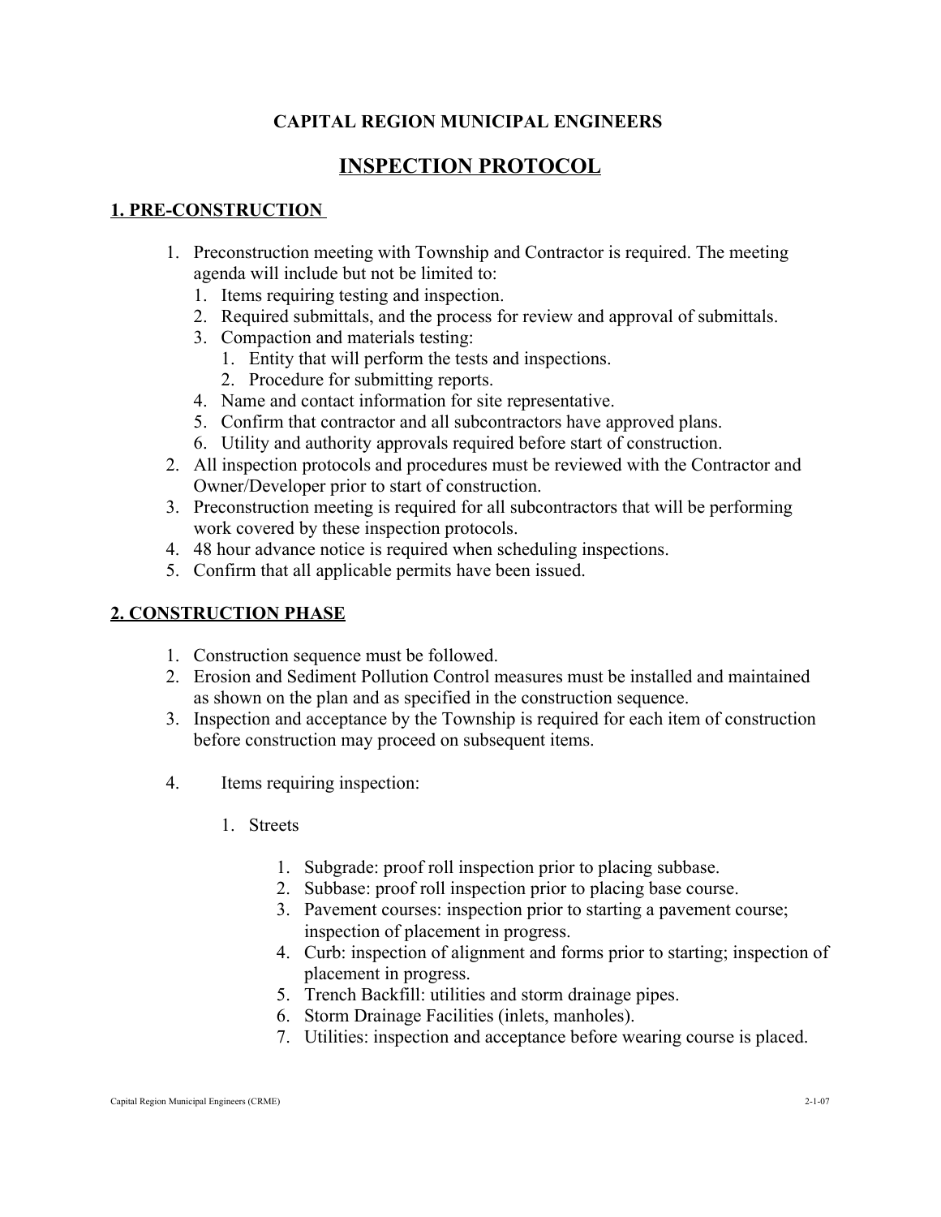**CAPITAL REGION MUNICIPAL ENGINEERS**

# INSPECTION PROTOCOL

## 1. PRE-CONSTRUCTION

1. Preconstruction meeting with Township and Contractor is required. The meeting agenda will include but not be limited to:
   1. Items requiring testing and inspection.
   2. Required submittals, and the process for review and approval of submittals.
   3. Compaction and materials testing:
      1. Entity that will perform the tests and inspections.
      2. Procedure for submitting reports.
   4. Name and contact information for site representative.
   5. Confirm that contractor and all subcontractors have approved plans.
   6. Utility and authority approvals required before start of construction.
2. All inspection protocols and procedures must be reviewed with the Contractor and Owner/Developer prior to start of construction.
3. Preconstruction meeting is required for all subcontractors that will be performing work covered by these inspection protocols.
4. 48 hour advance notice is required when scheduling inspections.
5. Confirm that all applicable permits have been issued.

## 2. CONSTRUCTION PHASE

1. Construction sequence must be followed.
2. Erosion and Sediment Pollution Control measures must be installed and maintained as shown on the plan and as specified in the construction sequence.
3. Inspection and acceptance by the Township is required for each item of construction before construction may proceed on subsequent items.
4. Items requiring inspection:
   1. Streets
      1. Subgrade: proof roll inspection prior to placing subbase.
      2. Subbase: proof roll inspection prior to placing base course.
      3. Pavement courses: inspection prior to starting a pavement course; inspection of placement in progress.
      4. Curb: inspection of alignment and forms prior to starting; inspection of placement in progress.
      5. Trench Backfill: utilities and storm drainage pipes.
      6. Storm Drainage Facilities (inlets, manholes).
      7. Utilities: inspection and acceptance before wearing course is placed.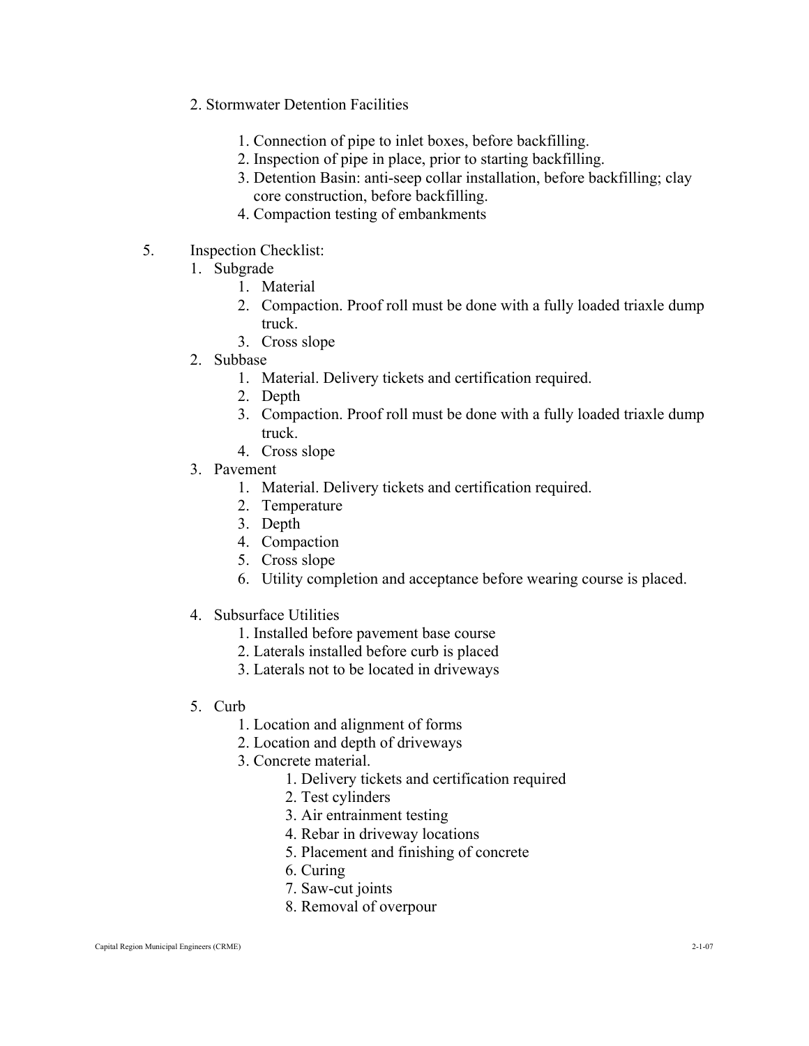2. Stormwater Detention Facilities

    1. Connection of pipe to inlet boxes, before backfilling.
    2. Inspection of pipe in place, prior to starting backfilling.
    3. Detention Basin: anti-seep collar installation, before backfilling; clay core construction, before backfilling.
    4. Compaction testing of embankments

5. Inspection Checklist:

    1. Subgrade
        1. Material
        2. Compaction. Proof roll must be done with a fully loaded triaxle dump truck.
        3. Cross slope
    2. Subbase
        1. Material. Delivery tickets and certification required.
        2. Depth
        3. Compaction. Proof roll must be done with a fully loaded triaxle dump truck.
        4. Cross slope
    3. Pavement
        1. Material. Delivery tickets and certification required.
        2. Temperature
        3. Depth
        4. Compaction
        5. Cross slope
        6. Utility completion and acceptance before wearing course is placed.
    4. Subsurface Utilities
        1. Installed before pavement base course
        2. Laterals installed before curb is placed
        3. Laterals not to be located in driveways
    5. Curb
        1. Location and alignment of forms
        2. Location and depth of driveways
        3. Concrete material.
            1. Delivery tickets and certification required
            2. Test cylinders
            3. Air entrainment testing
            4. Rebar in driveway locations
            5. Placement and finishing of concrete
            6. Curing
            7. Saw-cut joints
            8. Removal of overpour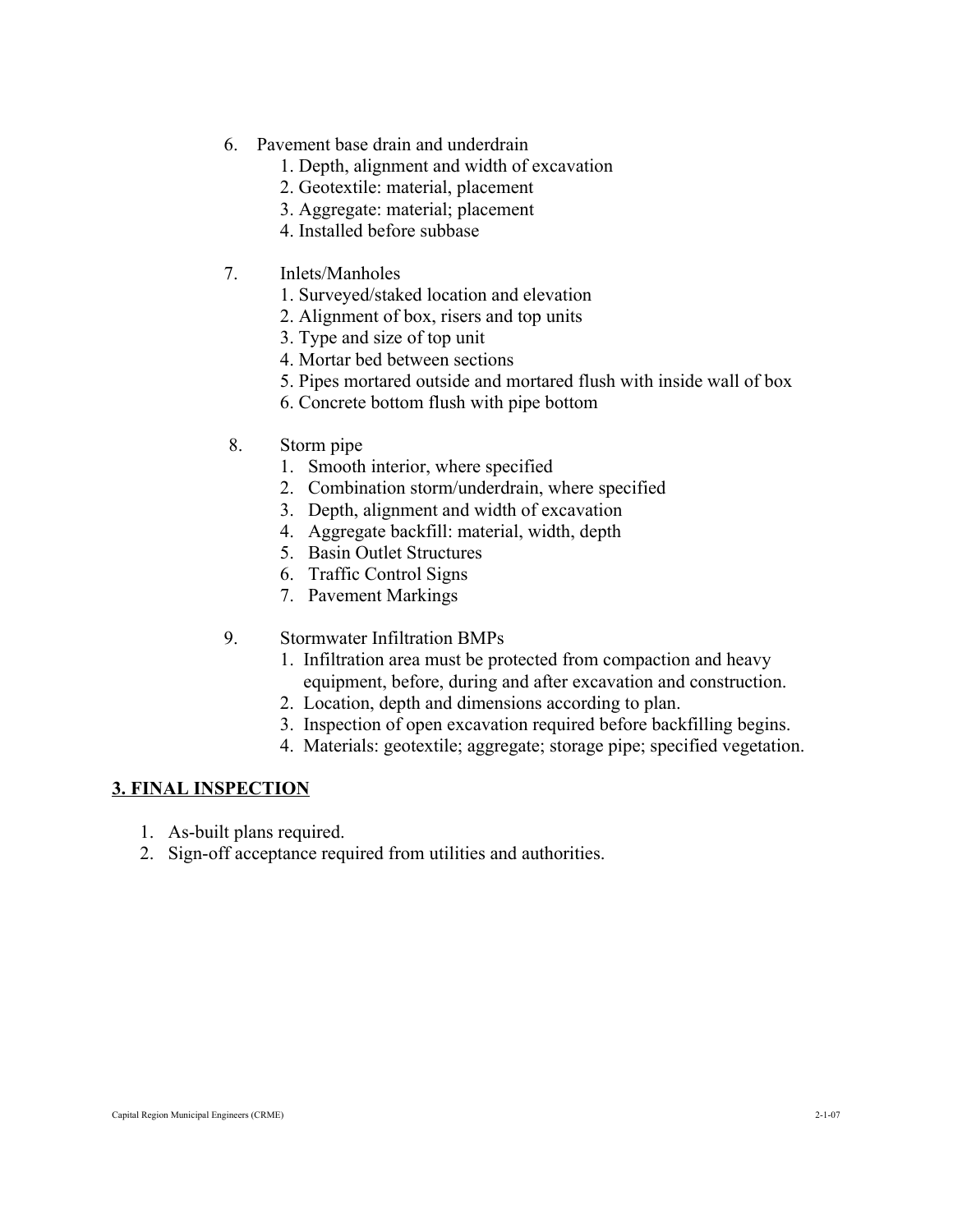6. Pavement base drain and underdrain
    1. Depth, alignment and width of excavation
    2. Geotextile: material, placement
    3. Aggregate: material; placement
    4. Installed before subbase

7. Inlets/Manholes
    1. Surveyed/staked location and elevation
    2. Alignment of box, risers and top units
    3. Type and size of top unit
    4. Mortar bed between sections
    5. Pipes mortared outside and mortared flush with inside wall of box
    6. Concrete bottom flush with pipe bottom

8. Storm pipe
    1. Smooth interior, where specified
    2. Combination storm/underdrain, where specified
    3. Depth, alignment and width of excavation
    4. Aggregate backfill: material, width, depth
    5. Basin Outlet Structures
    6. Traffic Control Signs
    7. Pavement Markings

9. Stormwater Infiltration BMPs
    1. Infiltration area must be protected from compaction and heavy equipment, before, during and after excavation and construction.
    2. Location, depth and dimensions according to plan.
    3. Inspection of open excavation required before backfilling begins.
    4. Materials: geotextile; aggregate; storage pipe; specified vegetation.

## 3. FINAL INSPECTION

1. As-built plans required.
2. Sign-off acceptance required from utilities and authorities.